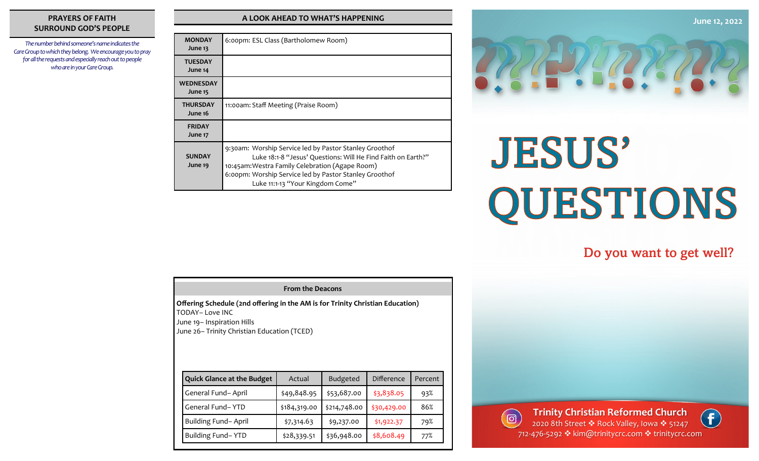## PRAYERS OF FAITH SURROUND GOD'S PEOPLE

*The number behind someone's name indicates the Care Group to which they belong. We encourage you to pray for all the requests and especially reach out to people who are in your Care Group.*

## A LOOK AHEAD TO WHAT'S HAPPENING

| | |
|---|---|
| **MONDAY June 13** | 6:00pm: ESL Class (Bartholomew Room) |
| **TUESDAY June 14** | |
| **WEDNESDAY June 15** | |
| **THURSDAY June 16** | 11:00am: Staff Meeting (Praise Room) |
| **FRIDAY June 17** | |
| **SUNDAY June 19** | 9:30am: Worship Service led by Pastor Stanley Groothof<br>Luke 18:1-8 "Jesus' Questions: Will He Find Faith on Earth?"<br>10:45am: Westra Family Celebration (Agape Room)<br>6:00pm: Worship Service led by Pastor Stanley Groothof<br>Luke 11:1-13 "Your Kingdom Come" |

## From the Deacons

**Offering Schedule (2nd offering in the AM is for Trinity Christian Education)**

TODAY– Love INC
June 19– Inspiration Hills
June 26– Trinity Christian Education (TCED)

| Quick Glance at the Budget | Actual | Budgeted | Difference | Percent |
|---|---|---|---|---|
| General Fund– April | $49,848.95 | $53,687.00 | $3,838.05 | 93% |
| General Fund– YTD | $184,319.00 | $214,748.00 | $30,429.00 | 86% |
| Building Fund– April | $7,314.63 | $9,237.00 | $1,922.37 | 79% |
| Building Fund– YTD | $28,339.51 | $36,948.00 | $8,608.49 | 77% |

June 12, 2022

# JESUS' QUESTIONS

## Do you want to get well?

**Trinity Christian Reformed Church**
2020 8th Street ❖ Rock Valley, Iowa ❖ 51247
712-476-5292 ❖ kim@trinitycrc.com ❖ trinitycrc.com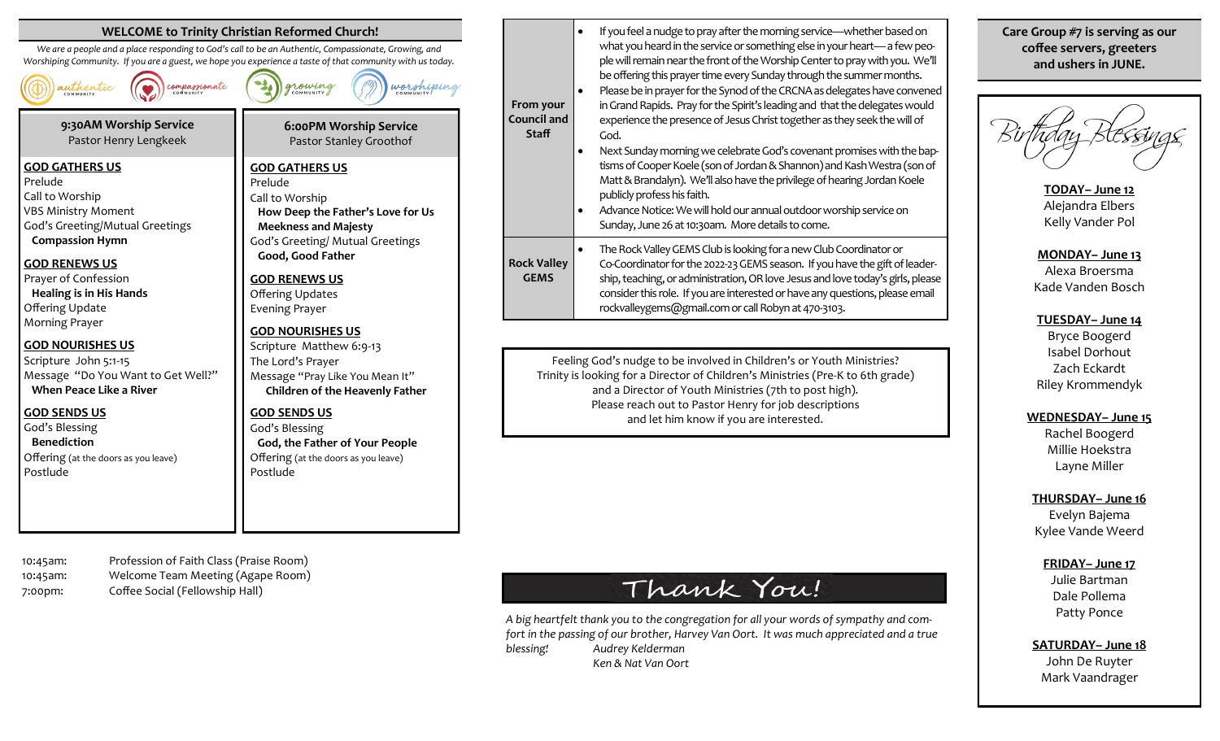## WELCOME to Trinity Christian Reformed Church!

*We are a people and a place responding to God's call to be an Authentic, Compassionate, Growing, and Worshiping Community. If you are a guest, we hope you experience a taste of that community with us today.*

authentic COMMUNITY · compassionate COMMUNITY · growing COMMUNITY · worshiping COMMUNITY

### 9:30AM Worship Service
Pastor Henry Lengkeek

**GOD GATHERS US**
Prelude
Call to Worship
VBS Ministry Moment
God's Greeting/Mutual Greetings
**Compassion Hymn**

**GOD RENEWS US**
Prayer of Confession
**Healing is in His Hands**
Offering Update
Morning Prayer

**GOD NOURISHES US**
Scripture John 5:1-15
Message "Do You Want to Get Well?"
**When Peace Like a River**

**GOD SENDS US**
God's Blessing
**Benediction**
Offering (at the doors as you leave)
Postlude

### 6:00PM Worship Service
Pastor Stanley Groothof

**GOD GATHERS US**
Prelude
Call to Worship
**How Deep the Father's Love for Us**
**Meekness and Majesty**
God's Greeting/ Mutual Greetings
**Good, Good Father**

**GOD RENEWS US**
Offering Updates
Evening Prayer

**GOD NOURISHES US**
Scripture Matthew 6:9-13
The Lord's Prayer
Message "Pray Like You Mean It"
**Children of the Heavenly Father**

**GOD SENDS US**
God's Blessing
**God, the Father of Your People**
Offering (at the doors as you leave)
Postlude

10:45am: Profession of Faith Class (Praise Room)
10:45am: Welcome Team Meeting (Agape Room)
7:00pm: Coffee Social (Fellowship Hall)

| | |
|---|---|
| **From your Council and Staff** | • If you feel a nudge to pray after the morning service—whether based on what you heard in the service or something else in your heart— a few people will remain near the front of the Worship Center to pray with you. We'll be offering this prayer time every Sunday through the summer months.<br>• Please be in prayer for the Synod of the CRCNA as delegates have convened in Grand Rapids. Pray for the Spirit's leading and that the delegates would experience the presence of Jesus Christ together as they seek the will of God.<br>• Next Sunday morning we celebrate God's covenant promises with the baptisms of Cooper Koele (son of Jordan & Shannon) and Kash Westra (son of Matt & Brandalyn). We'll also have the privilege of hearing Jordan Koele publicly profess his faith.<br>• Advance Notice: We will hold our annual outdoor worship service on Sunday, June 26 at 10:30am. More details to come. |
| **Rock Valley GEMS** | • The Rock Valley GEMS Club is looking for a new Club Coordinator or Co-Coordinator for the 2022-23 GEMS season. If you have the gift of leadership, teaching, or administration, OR love Jesus and love today's girls, please consider this role. If you are interested or have any questions, please email rockvalleygems@gmail.com or call Robyn at 470-3103. |

Feeling God's nudge to be involved in Children's or Youth Ministries?
Trinity is looking for a Director of Children's Ministries (Pre-K to 6th grade)
and a Director of Youth Ministries (7th to post high).
Please reach out to Pastor Henry for job descriptions
and let him know if you are interested.

## Thank You!

*A big heartfelt thank you to the congregation for all your words of sympathy and comfort in the passing of our brother, Harvey Van Oort. It was much appreciated and a true blessing!*
*Audrey Kelderman*
*Ken & Nat Van Oort*

**Care Group #7 is serving as our coffee servers, greeters and ushers in JUNE.**

## Birthday Blessings

**TODAY– June 12**
Alejandra Elbers
Kelly Vander Pol

**MONDAY– June 13**
Alexa Broersma
Kade Vanden Bosch

**TUESDAY– June 14**
Bryce Boogerd
Isabel Dorhout
Zach Eckardt
Riley Krommendyk

**WEDNESDAY– June 15**
Rachel Boogerd
Millie Hoekstra
Layne Miller

**THURSDAY– June 16**
Evelyn Bajema
Kylee Vande Weerd

**FRIDAY– June 17**
Julie Bartman
Dale Pollema
Patty Ponce

**SATURDAY– June 18**
John De Ruyter
Mark Vaandrager